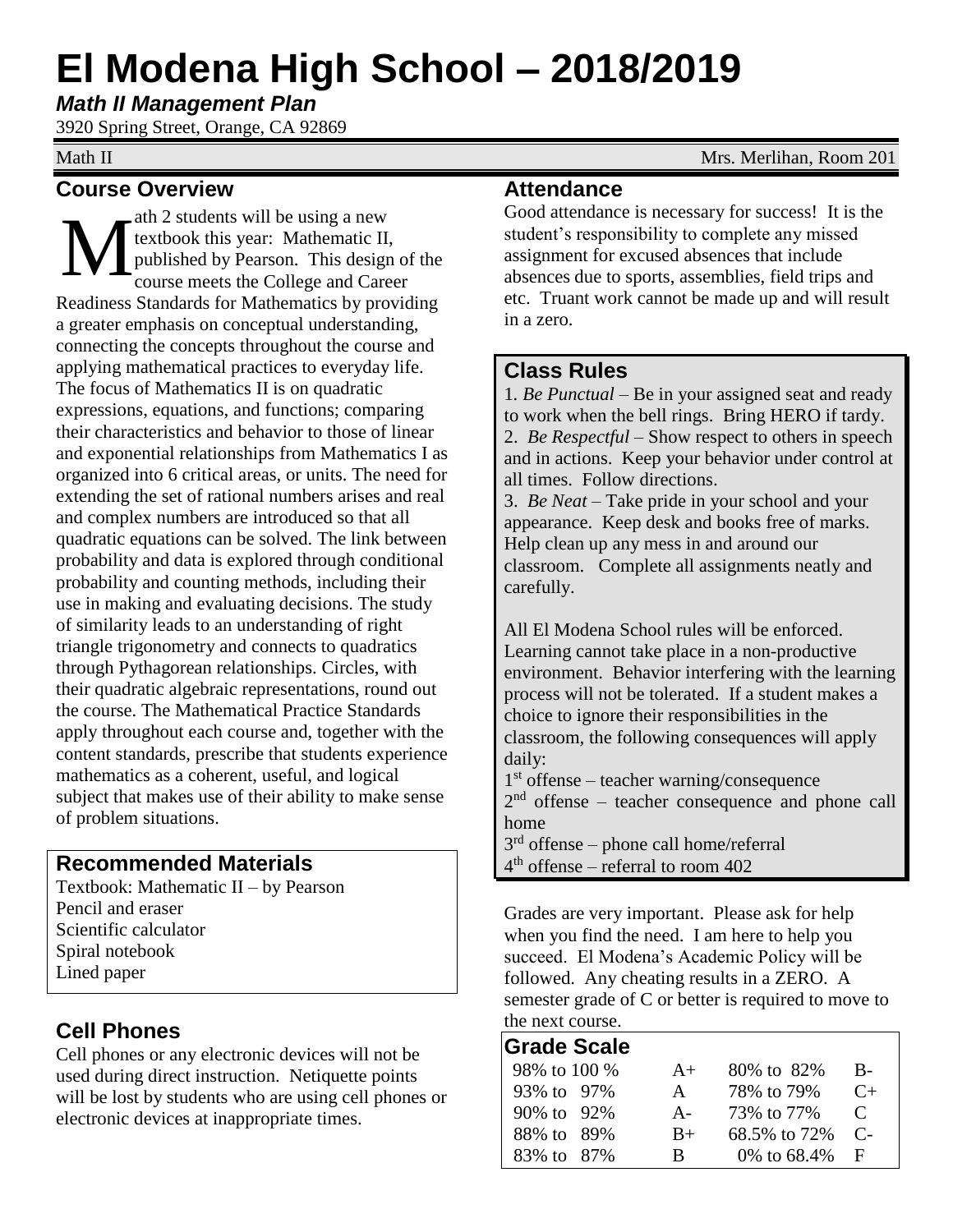# El Modena High School – 2018/2019

***Math II Management Plan***

3920 Spring Street, Orange, CA 92869

Math II — Mrs. Merlihan, Room 201

## Course Overview

Math 2 students will be using a new textbook this year: Mathematic II, published by Pearson. This design of the course meets the College and Career Readiness Standards for Mathematics by providing a greater emphasis on conceptual understanding, connecting the concepts throughout the course and applying mathematical practices to everyday life. The focus of Mathematics II is on quadratic expressions, equations, and functions; comparing their characteristics and behavior to those of linear and exponential relationships from Mathematics I as organized into 6 critical areas, or units. The need for extending the set of rational numbers arises and real and complex numbers are introduced so that all quadratic equations can be solved. The link between probability and data is explored through conditional probability and counting methods, including their use in making and evaluating decisions. The study of similarity leads to an understanding of right triangle trigonometry and connects to quadratics through Pythagorean relationships. Circles, with their quadratic algebraic representations, round out the course. The Mathematical Practice Standards apply throughout each course and, together with the content standards, prescribe that students experience mathematics as a coherent, useful, and logical subject that makes use of their ability to make sense of problem situations.

## Recommended Materials

Textbook: Mathematic II – by Pearson
Pencil and eraser
Scientific calculator
Spiral notebook
Lined paper

## Cell Phones

Cell phones or any electronic devices will not be used during direct instruction. Netiquette points will be lost by students who are using cell phones or electronic devices at inappropriate times.

## Attendance

Good attendance is necessary for success! It is the student's responsibility to complete any missed assignment for excused absences that include absences due to sports, assemblies, field trips and etc. Truant work cannot be made up and will result in a zero.

## Class Rules

1. *Be Punctual* – Be in your assigned seat and ready to work when the bell rings. Bring HERO if tardy.
2. *Be Respectful* – Show respect to others in speech and in actions. Keep your behavior under control at all times. Follow directions.
3. *Be Neat* – Take pride in your school and your appearance. Keep desk and books free of marks. Help clean up any mess in and around our classroom. Complete all assignments neatly and carefully.

All El Modena School rules will be enforced. Learning cannot take place in a non-productive environment. Behavior interfering with the learning process will not be tolerated. If a student makes a choice to ignore their responsibilities in the classroom, the following consequences will apply daily:

1st offense – teacher warning/consequence
2nd offense – teacher consequence and phone call home
3rd offense – phone call home/referral
4th offense – referral to room 402

Grades are very important. Please ask for help when you find the need. I am here to help you succeed. El Modena's Academic Policy will be followed. Any cheating results in a ZERO. A semester grade of C or better is required to move to the next course.

## Grade Scale

| Range | Grade | Range | Grade |
|---|---|---|---|
| 98% to 100 % | A+ | 80% to 82% | B- |
| 93% to 97% | A | 78% to 79% | C+ |
| 90% to 92% | A- | 73% to 77% | C |
| 88% to 89% | B+ | 68.5% to 72% | C- |
| 83% to 87% | B | 0% to 68.4% | F |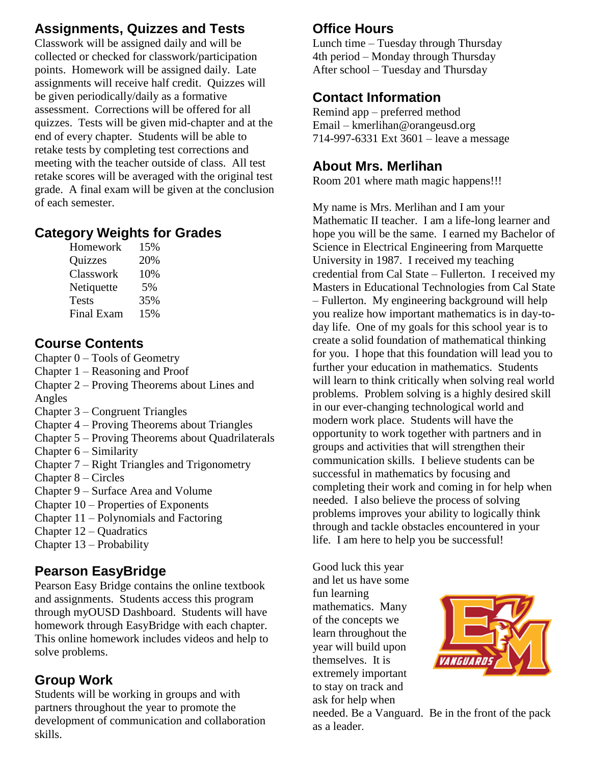## Assignments, Quizzes and Tests

Classwork will be assigned daily and will be collected or checked for classwork/participation points. Homework will be assigned daily. Late assignments will receive half credit. Quizzes will be given periodically/daily as a formative assessment. Corrections will be offered for all quizzes. Tests will be given mid-chapter and at the end of every chapter. Students will be able to retake tests by completing test corrections and meeting with the teacher outside of class. All test retake scores will be averaged with the original test grade. A final exam will be given at the conclusion of each semester.

## Category Weights for Grades

| | |
|---|---|
| Homework | 15% |
| Quizzes | 20% |
| Classwork | 10% |
| Netiquette | 5% |
| Tests | 35% |
| Final Exam | 15% |

## Course Contents

Chapter 0 – Tools of Geometry
Chapter 1 – Reasoning and Proof
Chapter 2 – Proving Theorems about Lines and Angles
Chapter 3 – Congruent Triangles
Chapter 4 – Proving Theorems about Triangles
Chapter 5 – Proving Theorems about Quadrilaterals
Chapter 6 – Similarity
Chapter 7 – Right Triangles and Trigonometry
Chapter 8 – Circles
Chapter 9 – Surface Area and Volume
Chapter 10 – Properties of Exponents
Chapter 11 – Polynomials and Factoring
Chapter 12 – Quadratics
Chapter 13 – Probability

## Pearson EasyBridge

Pearson Easy Bridge contains the online textbook and assignments. Students access this program through myOUSD Dashboard. Students will have homework through EasyBridge with each chapter. This online homework includes videos and help to solve problems.

## Group Work

Students will be working in groups and with partners throughout the year to promote the development of communication and collaboration skills.

## Office Hours

Lunch time – Tuesday through Thursday
4th period – Monday through Thursday
After school – Tuesday and Thursday

## Contact Information

Remind app – preferred method
Email – kmerlihan@orangeusd.org
714-997-6331 Ext 3601 – leave a message

## About Mrs. Merlihan

Room 201 where math magic happens!!!

My name is Mrs. Merlihan and I am your Mathematic II teacher. I am a life-long learner and hope you will be the same. I earned my Bachelor of Science in Electrical Engineering from Marquette University in 1987. I received my teaching credential from Cal State – Fullerton. I received my Masters in Educational Technologies from Cal State – Fullerton. My engineering background will help you realize how important mathematics is in day-to-day life. One of my goals for this school year is to create a solid foundation of mathematical thinking for you. I hope that this foundation will lead you to further your education in mathematics. Students will learn to think critically when solving real world problems. Problem solving is a highly desired skill in our ever-changing technological world and modern work place. Students will have the opportunity to work together with partners and in groups and activities that will strengthen their communication skills. I believe students can be successful in mathematics by focusing and completing their work and coming in for help when needed. I also believe the process of solving problems improves your ability to logically think through and tackle obstacles encountered in your life. I am here to help you be successful!

Good luck this year and let us have some fun learning mathematics. Many of the concepts we learn throughout the year will build upon themselves. It is extremely important to stay on track and ask for help when needed. Be a Vanguard. Be in the front of the pack as a leader.